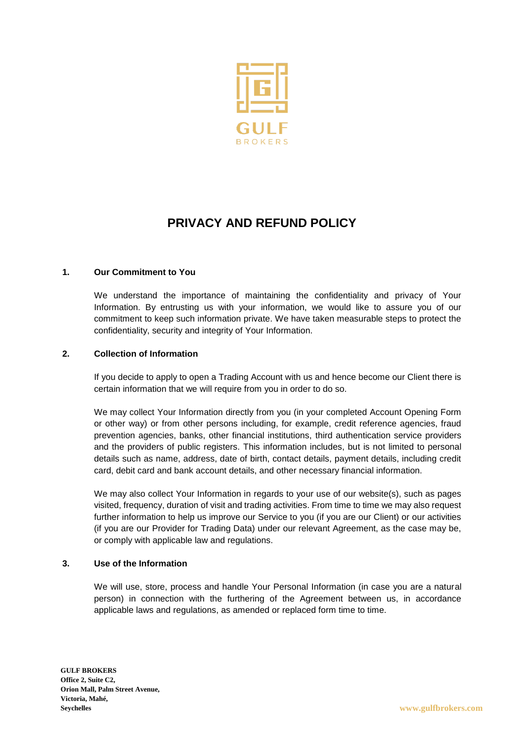GULF

BROKERS

# PRIVACY AND REFUND POLICY

## 1. Our Commitment to You

We understand the importance of maintaining the confidentiality and privacy of Your Information. By entrusting us with your information, we would like to assure you of our commitment to keep such information private. We have taken measurable steps to protect the confidentiality, security and integrity of Your Information.

## 2. Collection of Information

If you decide to apply to open a Trading Account with us and hence become our Client there is certain information that we will require from you in order to do so.

We may collect Your Information directly from you (in your completed Account Opening Form or other way) or from other persons including, for example, credit reference agencies, fraud prevention agencies, banks, other financial institutions, third authentication service providers and the providers of public registers. This information includes, but is not limited to personal details such as name, address, date of birth, contact details, payment details, including credit card, debit card and bank account details, and other necessary financial information.

We may also collect Your Information in regards to your use of our website(s), such as pages visited, frequency, duration of visit and trading activities. From time to time we may also request further information to help us improve our Service to you (if you are our Client) or our activities (if you are our Provider for Trading Data) under our relevant Agreement, as the case may be, or comply with applicable law and regulations.

## 3. Use of the Information

We will use, store, process and handle Your Personal Information (in case you are a natural person) in connection with the furthering of the Agreement between us, in accordance applicable laws and regulations, as amended or replaced form time to time.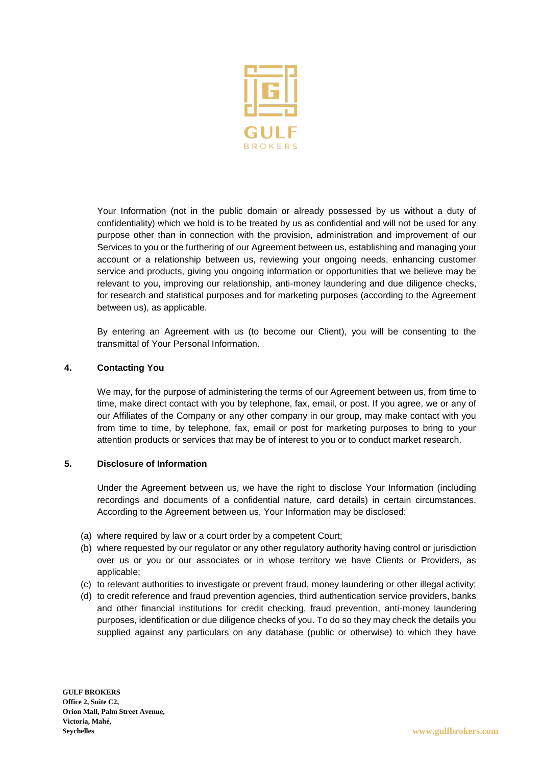Your Information (not in the public domain or already possessed by us without a duty of confidentiality) which we hold is to be treated by us as confidential and will not be used for any purpose other than in connection with the provision, administration and improvement of our Services to you or the furthering of our Agreement between us, establishing and managing your account or a relationship between us, reviewing your ongoing needs, enhancing customer service and products, giving you ongoing information or opportunities that we believe may be relevant to you, improving our relationship, anti-money laundering and due diligence checks, for research and statistical purposes and for marketing purposes (according to the Agreement between us), as applicable.

By entering an Agreement with us (to become our Client), you will be consenting to the transmittal of Your Personal Information.

## 4. Contacting You

We may, for the purpose of administering the terms of our Agreement between us, from time to time, make direct contact with you by telephone, fax, email, or post. If you agree, we or any of our Affiliates of the Company or any other company in our group, may make contact with you from time to time, by telephone, fax, email or post for marketing purposes to bring to your attention products or services that may be of interest to you or to conduct market research.

## 5. Disclosure of Information

Under the Agreement between us, we have the right to disclose Your Information (including recordings and documents of a confidential nature, card details) in certain circumstances. According to the Agreement between us, Your Information may be disclosed:

(a) where required by law or a court order by a competent Court;

(b) where requested by our regulator or any other regulatory authority having control or jurisdiction over us or you or our associates or in whose territory we have Clients or Providers, as applicable;

(c) to relevant authorities to investigate or prevent fraud, money laundering or other illegal activity;

(d) to credit reference and fraud prevention agencies, third authentication service providers, banks and other financial institutions for credit checking, fraud prevention, anti-money laundering purposes, identification or due diligence checks of you. To do so they may check the details you supplied against any particulars on any database (public or otherwise) to which they have

**GULF BROKERS**
**Office 2, Suite C2,**
**Orion Mall, Palm Street Avenue,**
**Victoria, Mahé,**
**Seychelles**

www.gulfbrokers.com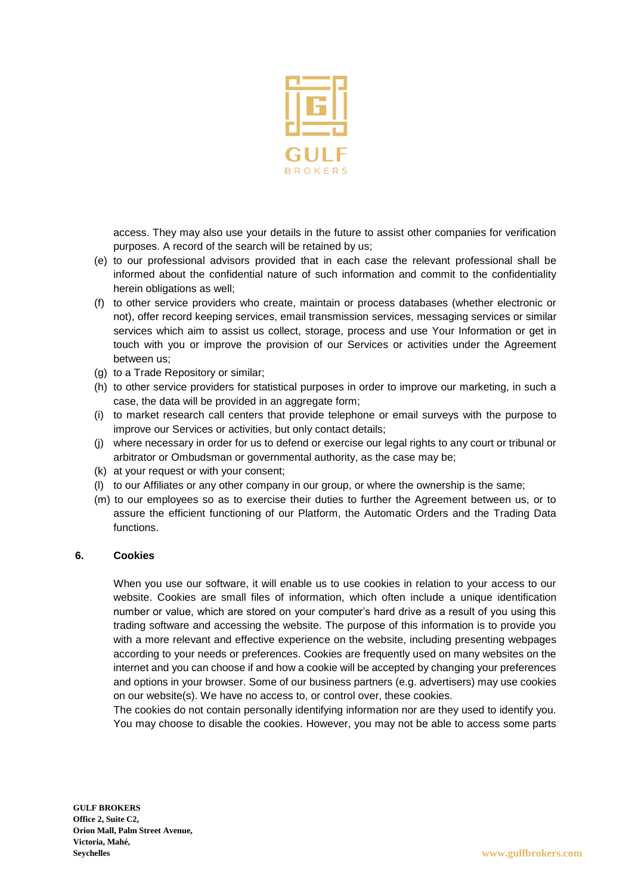access. They may also use your details in the future to assist other companies for verification purposes. A record of the search will be retained by us;

(e) to our professional advisors provided that in each case the relevant professional shall be informed about the confidential nature of such information and commit to the confidentiality herein obligations as well;

(f) to other service providers who create, maintain or process databases (whether electronic or not), offer record keeping services, email transmission services, messaging services or similar services which aim to assist us collect, storage, process and use Your Information or get in touch with you or improve the provision of our Services or activities under the Agreement between us;

(g) to a Trade Repository or similar;

(h) to other service providers for statistical purposes in order to improve our marketing, in such a case, the data will be provided in an aggregate form;

(i) to market research call centers that provide telephone or email surveys with the purpose to improve our Services or activities, but only contact details;

(j) where necessary in order for us to defend or exercise our legal rights to any court or tribunal or arbitrator or Ombudsman or governmental authority, as the case may be;

(k) at your request or with your consent;

(l) to our Affiliates or any other company in our group, or where the ownership is the same;

(m) to our employees so as to exercise their duties to further the Agreement between us, or to assure the efficient functioning of our Platform, the Automatic Orders and the Trading Data functions.

## 6. Cookies

When you use our software, it will enable us to use cookies in relation to your access to our website. Cookies are small files of information, which often include a unique identification number or value, which are stored on your computer's hard drive as a result of you using this trading software and accessing the website. The purpose of this information is to provide you with a more relevant and effective experience on the website, including presenting webpages according to your needs or preferences. Cookies are frequently used on many websites on the internet and you can choose if and how a cookie will be accepted by changing your preferences and options in your browser. Some of our business partners (e.g. advertisers) may use cookies on our website(s). We have no access to, or control over, these cookies.

The cookies do not contain personally identifying information nor are they used to identify you. You may choose to disable the cookies. However, you may not be able to access some parts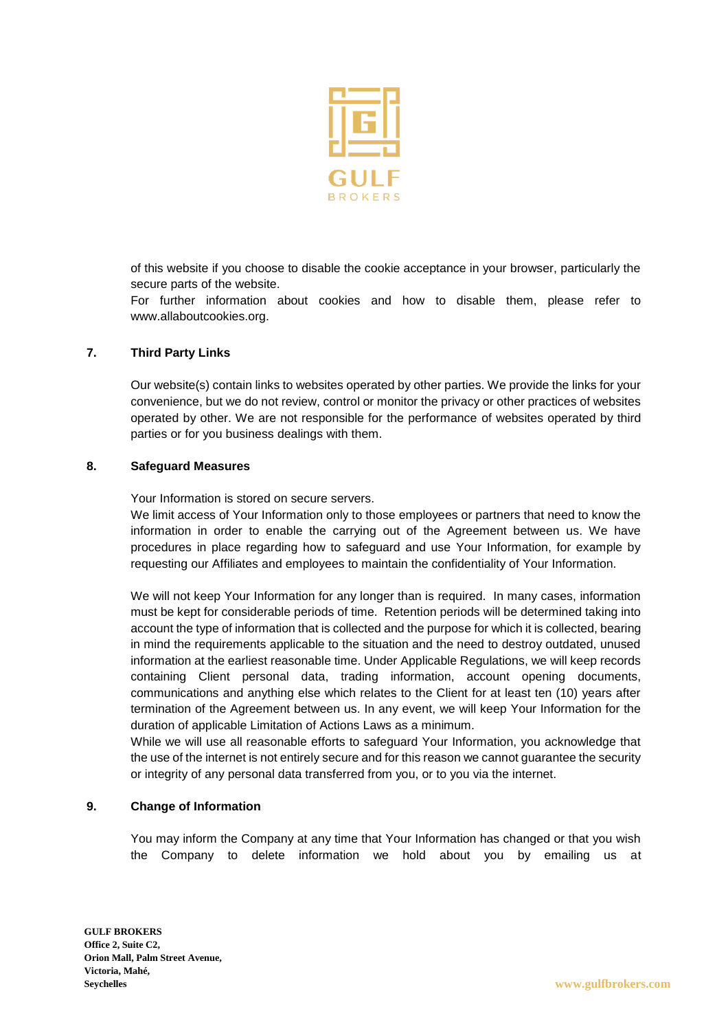of this website if you choose to disable the cookie acceptance in your browser, particularly the secure parts of the website.
For further information about cookies and how to disable them, please refer to www.allaboutcookies.org.

## 7. Third Party Links

Our website(s) contain links to websites operated by other parties. We provide the links for your convenience, but we do not review, control or monitor the privacy or other practices of websites operated by other. We are not responsible for the performance of websites operated by third parties or for you business dealings with them.

## 8. Safeguard Measures

Your Information is stored on secure servers.
We limit access of Your Information only to those employees or partners that need to know the information in order to enable the carrying out of the Agreement between us. We have procedures in place regarding how to safeguard and use Your Information, for example by requesting our Affiliates and employees to maintain the confidentiality of Your Information.

We will not keep Your Information for any longer than is required. In many cases, information must be kept for considerable periods of time. Retention periods will be determined taking into account the type of information that is collected and the purpose for which it is collected, bearing in mind the requirements applicable to the situation and the need to destroy outdated, unused information at the earliest reasonable time. Under Applicable Regulations, we will keep records containing Client personal data, trading information, account opening documents, communications and anything else which relates to the Client for at least ten (10) years after termination of the Agreement between us. In any event, we will keep Your Information for the duration of applicable Limitation of Actions Laws as a minimum.
While we will use all reasonable efforts to safeguard Your Information, you acknowledge that the use of the internet is not entirely secure and for this reason we cannot guarantee the security or integrity of any personal data transferred from you, or to you via the internet.

## 9. Change of Information

You may inform the Company at any time that Your Information has changed or that you wish the Company to delete information we hold about you by emailing us at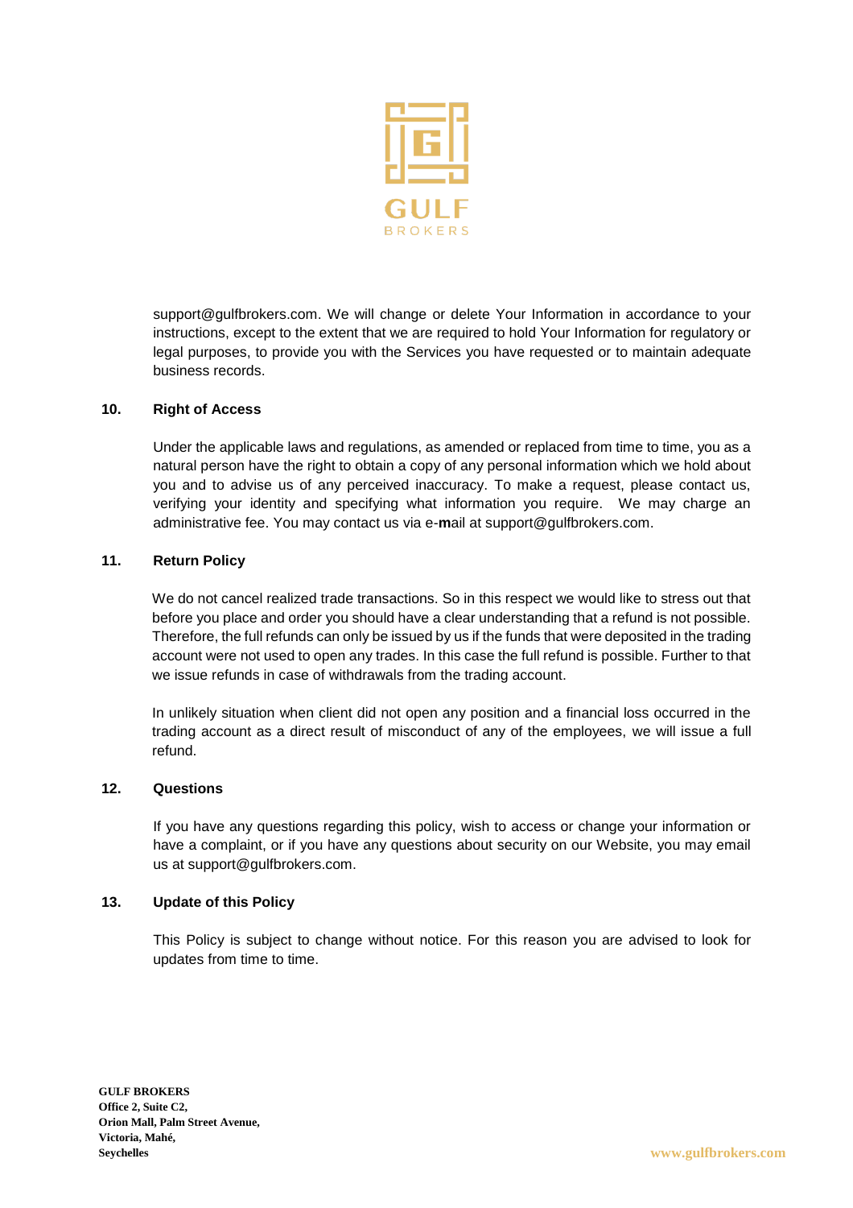support@gulfbrokers.com. We will change or delete Your Information in accordance to your instructions, except to the extent that we are required to hold Your Information for regulatory or legal purposes, to provide you with the Services you have requested or to maintain adequate business records.

## 10. Right of Access

Under the applicable laws and regulations, as amended or replaced from time to time, you as a natural person have the right to obtain a copy of any personal information which we hold about you and to advise us of any perceived inaccuracy. To make a request, please contact us, verifying your identity and specifying what information you require. We may charge an administrative fee. You may contact us via e-**m**ail at support@gulfbrokers.com.

## 11. Return Policy

We do not cancel realized trade transactions. So in this respect we would like to stress out that before you place and order you should have a clear understanding that a refund is not possible. Therefore, the full refunds can only be issued by us if the funds that were deposited in the trading account were not used to open any trades. In this case the full refund is possible. Further to that we issue refunds in case of withdrawals from the trading account.

In unlikely situation when client did not open any position and a financial loss occurred in the trading account as a direct result of misconduct of any of the employees, we will issue a full refund.

## 12. Questions

If you have any questions regarding this policy, wish to access or change your information or have a complaint, or if you have any questions about security on our Website, you may email us at support@gulfbrokers.com.

## 13. Update of this Policy

This Policy is subject to change without notice. For this reason you are advised to look for updates from time to time.